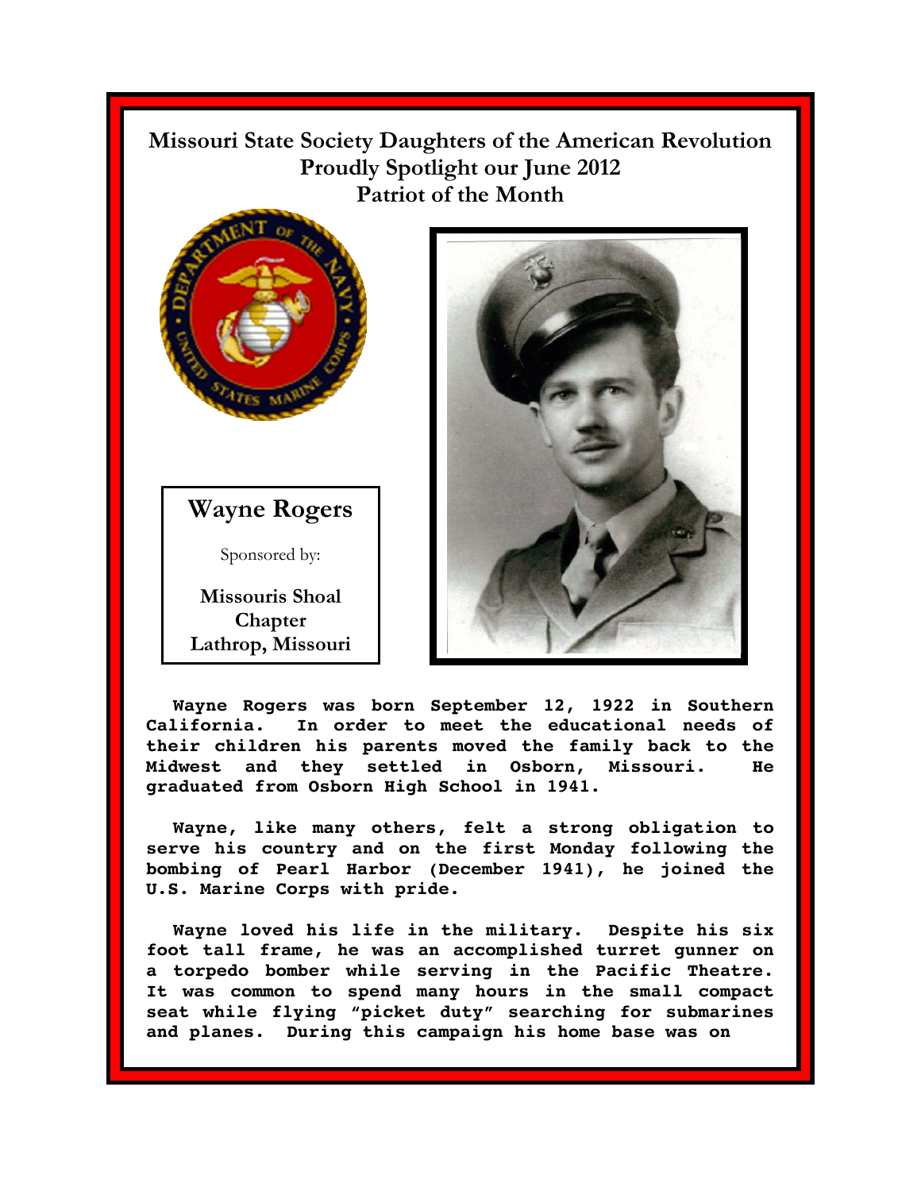# Missouri State Society Daughters of the American Revolution Proudly Spotlight our June 2012 Patriot of the Month

## Wayne Rogers

Sponsored by:

**Missouris Shoal Chapter**
**Lathrop, Missouri**

**Wayne Rogers was born September 12, 1922 in Southern California. In order to meet the educational needs of their children his parents moved the family back to the Midwest and they settled in Osborn, Missouri. He graduated from Osborn High School in 1941.**

**Wayne, like many others, felt a strong obligation to serve his country and on the first Monday following the bombing of Pearl Harbor (December 1941), he joined the U.S. Marine Corps with pride.**

**Wayne loved his life in the military. Despite his six foot tall frame, he was an accomplished turret gunner on a torpedo bomber while serving in the Pacific Theatre. It was common to spend many hours in the small compact seat while flying "picket duty" searching for submarines and planes. During this campaign his home base was on**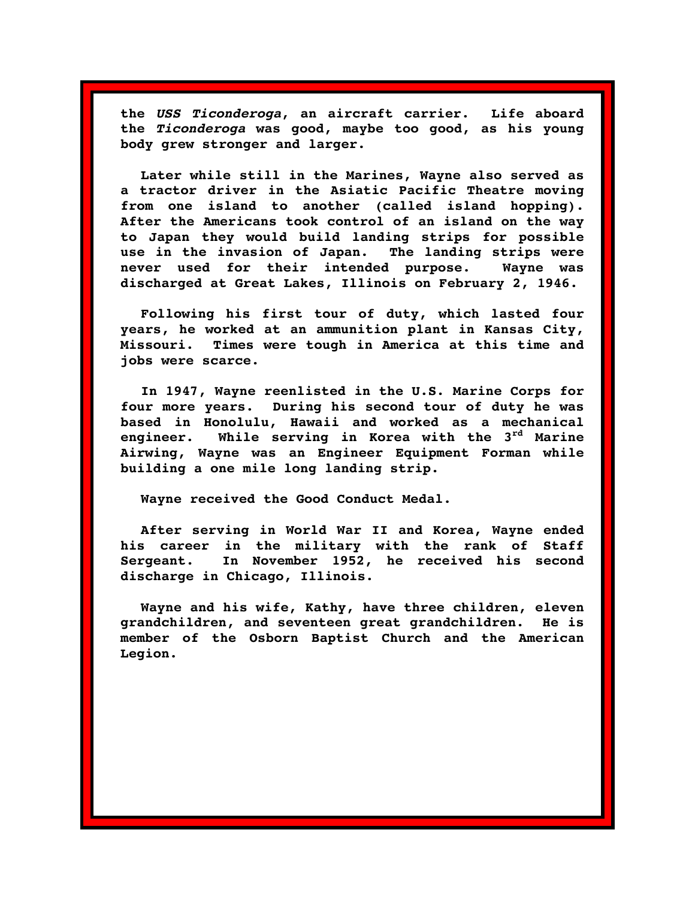the *USS Ticonderoga*, an aircraft carrier. Life aboard the *Ticonderoga* was good, maybe too good, as his young body grew stronger and larger.

Later while still in the Marines, Wayne also served as a tractor driver in the Asiatic Pacific Theatre moving from one island to another (called island hopping). After the Americans took control of an island on the way to Japan they would build landing strips for possible use in the invasion of Japan. The landing strips were never used for their intended purpose. Wayne was discharged at Great Lakes, Illinois on February 2, 1946.

Following his first tour of duty, which lasted four years, he worked at an ammunition plant in Kansas City, Missouri. Times were tough in America at this time and jobs were scarce.

In 1947, Wayne reenlisted in the U.S. Marine Corps for four more years. During his second tour of duty he was based in Honolulu, Hawaii and worked as a mechanical engineer. While serving in Korea with the 3rd Marine Airwing, Wayne was an Engineer Equipment Forman while building a one mile long landing strip.

Wayne received the Good Conduct Medal.

After serving in World War II and Korea, Wayne ended his career in the military with the rank of Staff Sergeant. In November 1952, he received his second discharge in Chicago, Illinois.

Wayne and his wife, Kathy, have three children, eleven grandchildren, and seventeen great grandchildren. He is member of the Osborn Baptist Church and the American Legion.